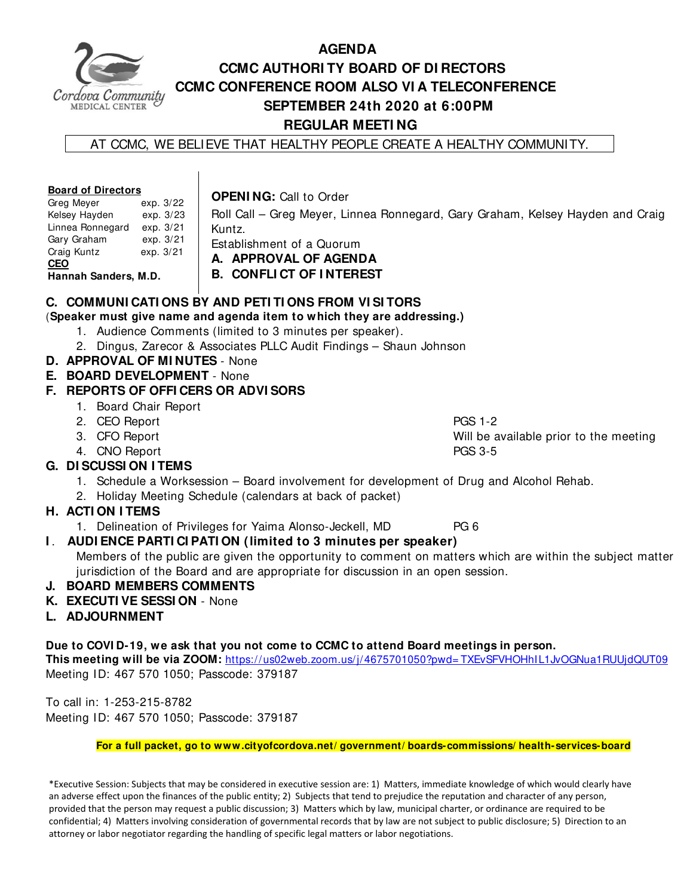# AGENDA
## CCMC AUTHORITY BOARD OF DIRECTORS
## CCMC CONFERENCE ROOM ALSO VIA TELECONFERENCE
## SEPTEMBER 24th 2020 at 6:00PM
## REGULAR MEETING

AT CCMC, WE BELIEVE THAT HEALTHY PEOPLE CREATE A HEALTHY COMMUNITY.

**Board of Directors**

| | |
|---|---|
| Greg Meyer | exp. 3/22 |
| Kelsey Hayden | exp. 3/23 |
| Linnea Ronnegard | exp. 3/21 |
| Gary Graham | exp. 3/21 |
| Craig Kuntz | exp. 3/21 |

**CEO**

**Hannah Sanders, M.D.**

**OPENING:** Call to Order

Roll Call – Greg Meyer, Linnea Ronnegard, Gary Graham, Kelsey Hayden and Craig Kuntz.

Establishment of a Quorum

**A. APPROVAL OF AGENDA**

**B. CONFLICT OF INTEREST**

**C. COMMUNICATIONS BY AND PETITIONS FROM VISITORS**

(**Speaker must give name and agenda item to which they are addressing.)**

1. Audience Comments (limited to 3 minutes per speaker).
2. Dingus, Zarecor & Associates PLLC Audit Findings – Shaun Johnson

**D. APPROVAL OF MINUTES** - None

**E. BOARD DEVELOPMENT** - None

**F. REPORTS OF OFFICERS OR ADVISORS**

1. Board Chair Report
2. CEO Report — PGS 1-2
3. CFO Report — Will be available prior to the meeting
4. CNO Report — PGS 3-5

**G. DISCUSSION ITEMS**

1. Schedule a Worksession – Board involvement for development of Drug and Alcohol Rehab.
2. Holiday Meeting Schedule (calendars at back of packet)

**H. ACTION ITEMS**

1. Delineation of Privileges for Yaima Alonso-Jeckell, MD — PG 6

**I. AUDIENCE PARTICIPATION (limited to 3 minutes per speaker)**

Members of the public are given the opportunity to comment on matters which are within the subject matter jurisdiction of the Board and are appropriate for discussion in an open session.

**J. BOARD MEMBERS COMMENTS**

**K. EXECUTIVE SESSION** - None

**L. ADJOURNMENT**

**Due to COVID-19, we ask that you not come to CCMC to attend Board meetings in person.**
**This meeting will be via ZOOM:** https://us02web.zoom.us/j/4675701050?pwd=TXEvSFVHOHhIL1JvOGNua1RUUjdQUT09
Meeting ID: 467 570 1050; Passcode: 379187

To call in: 1-253-215-8782
Meeting ID: 467 570 1050; Passcode: 379187

**For a full packet, go to www.cityofcordova.net/government/boards-commissions/health-services-board**

*Executive Session: Subjects that may be considered in executive session are: 1) Matters, immediate knowledge of which would clearly have an adverse effect upon the finances of the public entity; 2) Subjects that tend to prejudice the reputation and character of any person, provided that the person may request a public discussion; 3) Matters which by law, municipal charter, or ordinance are required to be confidential; 4) Matters involving consideration of governmental records that by law are not subject to public disclosure; 5) Direction to an attorney or labor negotiator regarding the handling of specific legal matters or labor negotiations.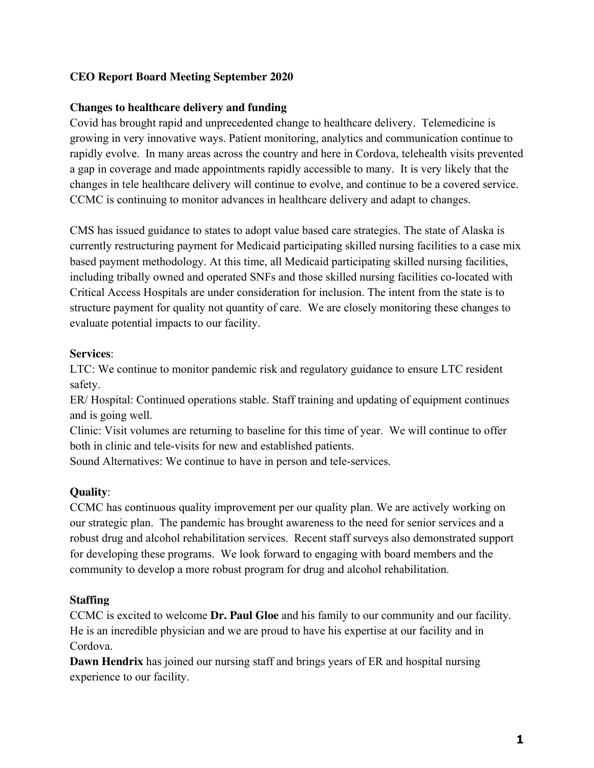**CEO Report Board Meeting September 2020**

**Changes to healthcare delivery and funding**

Covid has brought rapid and unprecedented change to healthcare delivery. Telemedicine is growing in very innovative ways. Patient monitoring, analytics and communication continue to rapidly evolve. In many areas across the country and here in Cordova, telehealth visits prevented a gap in coverage and made appointments rapidly accessible to many. It is very likely that the changes in tele healthcare delivery will continue to evolve, and continue to be a covered service. CCMC is continuing to monitor advances in healthcare delivery and adapt to changes.

CMS has issued guidance to states to adopt value based care strategies. The state of Alaska is currently restructuring payment for Medicaid participating skilled nursing facilities to a case mix based payment methodology. At this time, all Medicaid participating skilled nursing facilities, including tribally owned and operated SNFs and those skilled nursing facilities co-located with Critical Access Hospitals are under consideration for inclusion. The intent from the state is to structure payment for quality not quantity of care. We are closely monitoring these changes to evaluate potential impacts to our facility.

**Services**:

LTC: We continue to monitor pandemic risk and regulatory guidance to ensure LTC resident safety.

ER/ Hospital: Continued operations stable. Staff training and updating of equipment continues and is going well.

Clinic: Visit volumes are returning to baseline for this time of year. We will continue to offer both in clinic and tele-visits for new and established patients.

Sound Alternatives: We continue to have in person and tele-services.

**Quality**:

CCMC has continuous quality improvement per our quality plan. We are actively working on our strategic plan. The pandemic has brought awareness to the need for senior services and a robust drug and alcohol rehabilitation services. Recent staff surveys also demonstrated support for developing these programs. We look forward to engaging with board members and the community to develop a more robust program for drug and alcohol rehabilitation.

**Staffing**

CCMC is excited to welcome **Dr. Paul Gloe** and his family to our community and our facility. He is an incredible physician and we are proud to have his expertise at our facility and in Cordova.

**Dawn Hendrix** has joined our nursing staff and brings years of ER and hospital nursing experience to our facility.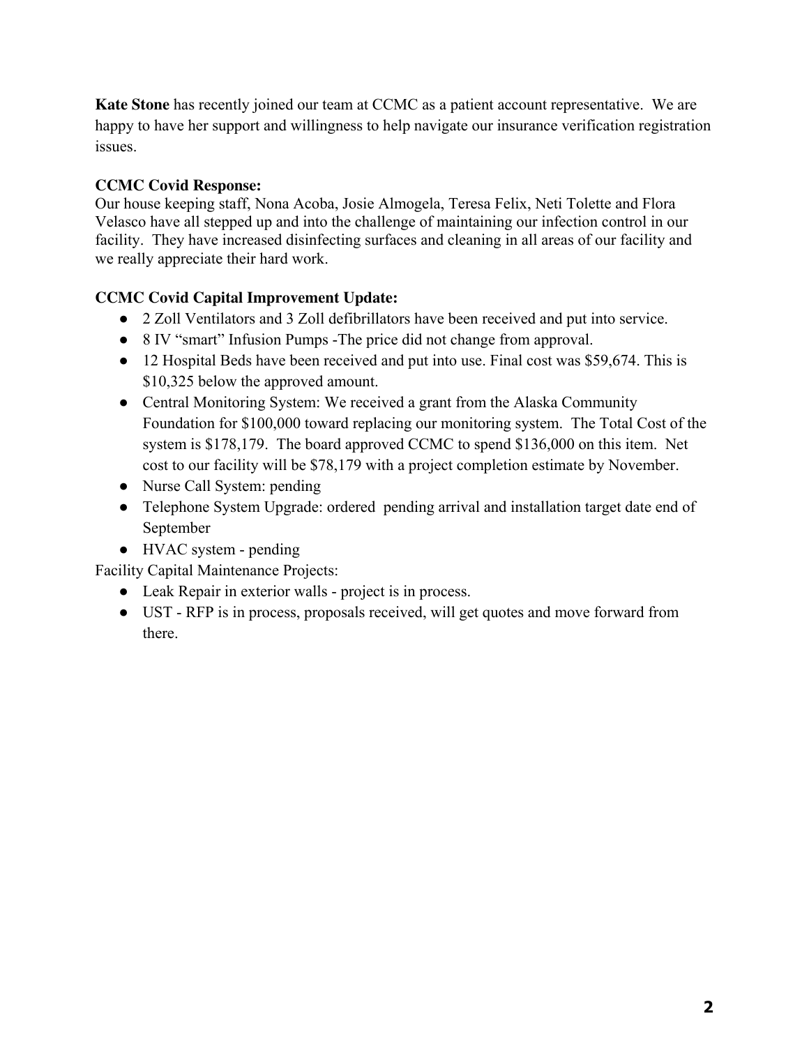**Kate Stone** has recently joined our team at CCMC as a patient account representative. We are happy to have her support and willingness to help navigate our insurance verification registration issues.

**CCMC Covid Response:**
Our house keeping staff, Nona Acoba, Josie Almogela, Teresa Felix, Neti Tolette and Flora Velasco have all stepped up and into the challenge of maintaining our infection control in our facility. They have increased disinfecting surfaces and cleaning in all areas of our facility and we really appreciate their hard work.

**CCMC Covid Capital Improvement Update:**

- 2 Zoll Ventilators and 3 Zoll defibrillators have been received and put into service.
- 8 IV "smart" Infusion Pumps -The price did not change from approval.
- 12 Hospital Beds have been received and put into use. Final cost was $59,674. This is $10,325 below the approved amount.
- Central Monitoring System: We received a grant from the Alaska Community Foundation for $100,000 toward replacing our monitoring system. The Total Cost of the system is $178,179. The board approved CCMC to spend $136,000 on this item. Net cost to our facility will be $78,179 with a project completion estimate by November.
- Nurse Call System: pending
- Telephone System Upgrade: ordered pending arrival and installation target date end of September
- HVAC system - pending

Facility Capital Maintenance Projects:

- Leak Repair in exterior walls - project is in process.
- UST - RFP is in process, proposals received, will get quotes and move forward from there.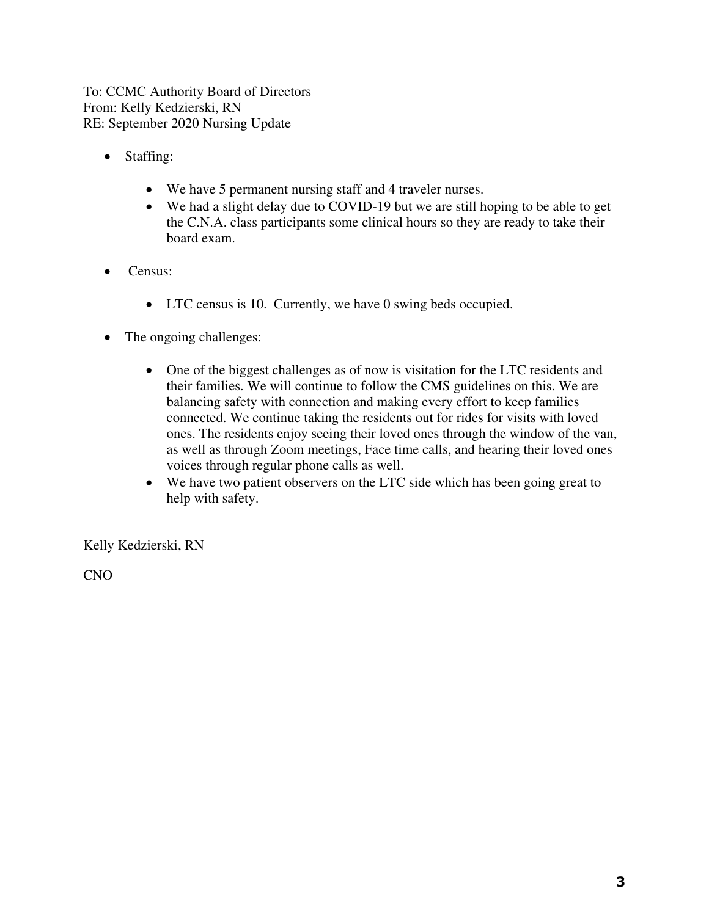To: CCMC Authority Board of Directors
From: Kelly Kedzierski, RN
RE: September 2020 Nursing Update

- Staffing:
  - We have 5 permanent nursing staff and 4 traveler nurses.
  - We had a slight delay due to COVID-19 but we are still hoping to be able to get the C.N.A. class participants some clinical hours so they are ready to take their board exam.
- Census:
  - LTC census is 10. Currently, we have 0 swing beds occupied.
- The ongoing challenges:
  - One of the biggest challenges as of now is visitation for the LTC residents and their families. We will continue to follow the CMS guidelines on this. We are balancing safety with connection and making every effort to keep families connected. We continue taking the residents out for rides for visits with loved ones. The residents enjoy seeing their loved ones through the window of the van, as well as through Zoom meetings, Face time calls, and hearing their loved ones voices through regular phone calls as well.
  - We have two patient observers on the LTC side which has been going great to help with safety.

Kelly Kedzierski, RN

CNO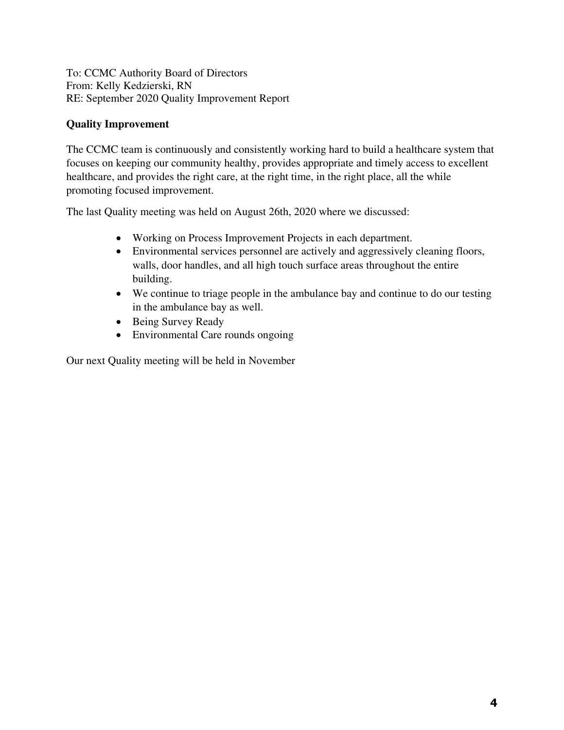To: CCMC Authority Board of Directors
From: Kelly Kedzierski, RN
RE: September 2020 Quality Improvement Report

**Quality Improvement**

The CCMC team is continuously and consistently working hard to build a healthcare system that focuses on keeping our community healthy, provides appropriate and timely access to excellent healthcare, and provides the right care, at the right time, in the right place, all the while promoting focused improvement.

The last Quality meeting was held on August 26th, 2020 where we discussed:

- Working on Process Improvement Projects in each department.
- Environmental services personnel are actively and aggressively cleaning floors, walls, door handles, and all high touch surface areas throughout the entire building.
- We continue to triage people in the ambulance bay and continue to do our testing in the ambulance bay as well.
- Being Survey Ready
- Environmental Care rounds ongoing

Our next Quality meeting will be held in November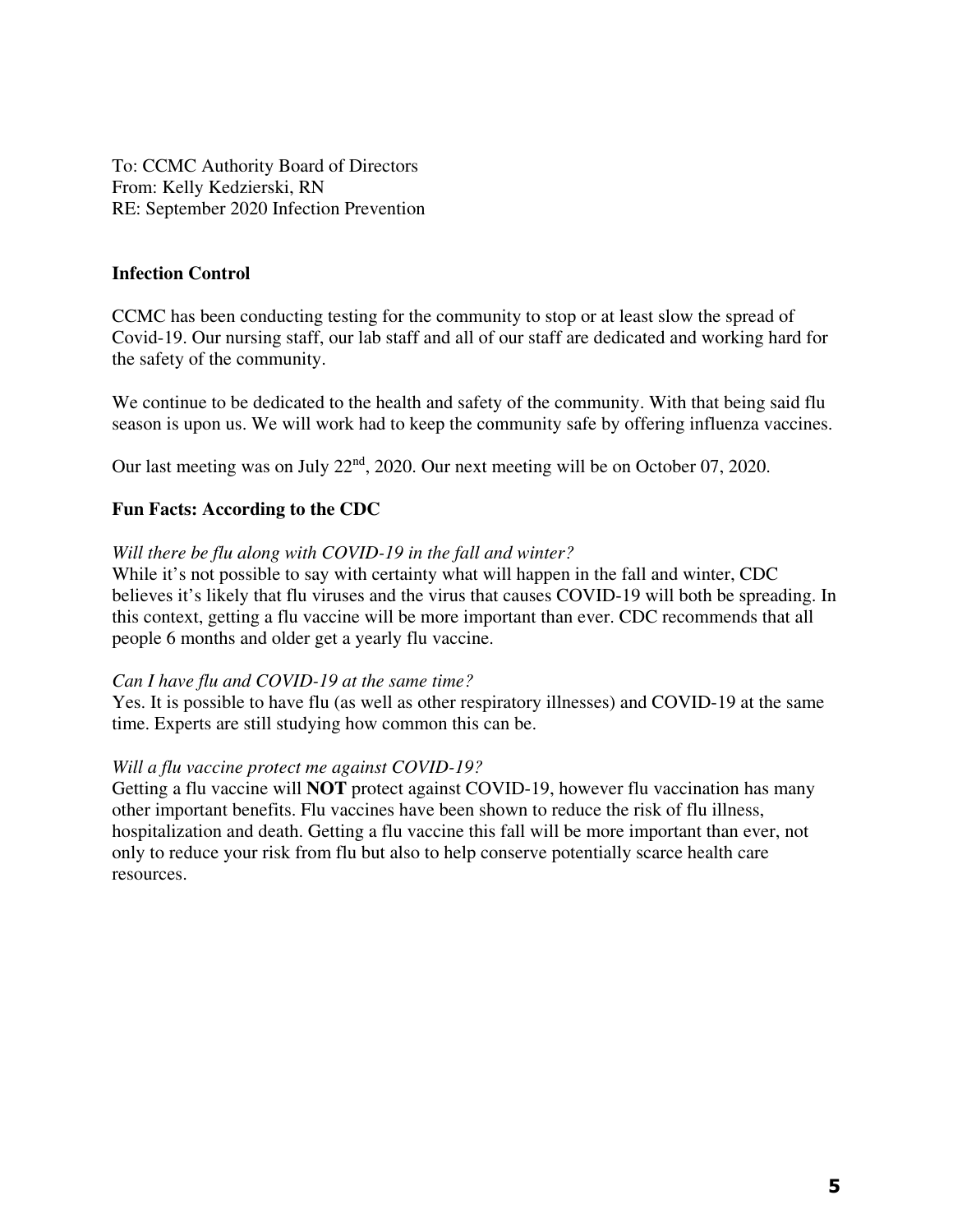To: CCMC Authority Board of Directors
From: Kelly Kedzierski, RN
RE: September 2020 Infection Prevention

**Infection Control**

CCMC has been conducting testing for the community to stop or at least slow the spread of Covid-19. Our nursing staff, our lab staff and all of our staff are dedicated and working hard for the safety of the community.

We continue to be dedicated to the health and safety of the community. With that being said flu season is upon us. We will work had to keep the community safe by offering influenza vaccines.

Our last meeting was on July 22nd, 2020. Our next meeting will be on October 07, 2020.

**Fun Facts: According to the CDC**

*Will there be flu along with COVID-19 in the fall and winter?*
While it's not possible to say with certainty what will happen in the fall and winter, CDC believes it's likely that flu viruses and the virus that causes COVID-19 will both be spreading. In this context, getting a flu vaccine will be more important than ever. CDC recommends that all people 6 months and older get a yearly flu vaccine.

*Can I have flu and COVID-19 at the same time?*
Yes. It is possible to have flu (as well as other respiratory illnesses) and COVID-19 at the same time. Experts are still studying how common this can be.

*Will a flu vaccine protect me against COVID-19?*
Getting a flu vaccine will **NOT** protect against COVID-19, however flu vaccination has many other important benefits. Flu vaccines have been shown to reduce the risk of flu illness, hospitalization and death. Getting a flu vaccine this fall will be more important than ever, not only to reduce your risk from flu but also to help conserve potentially scarce health care resources.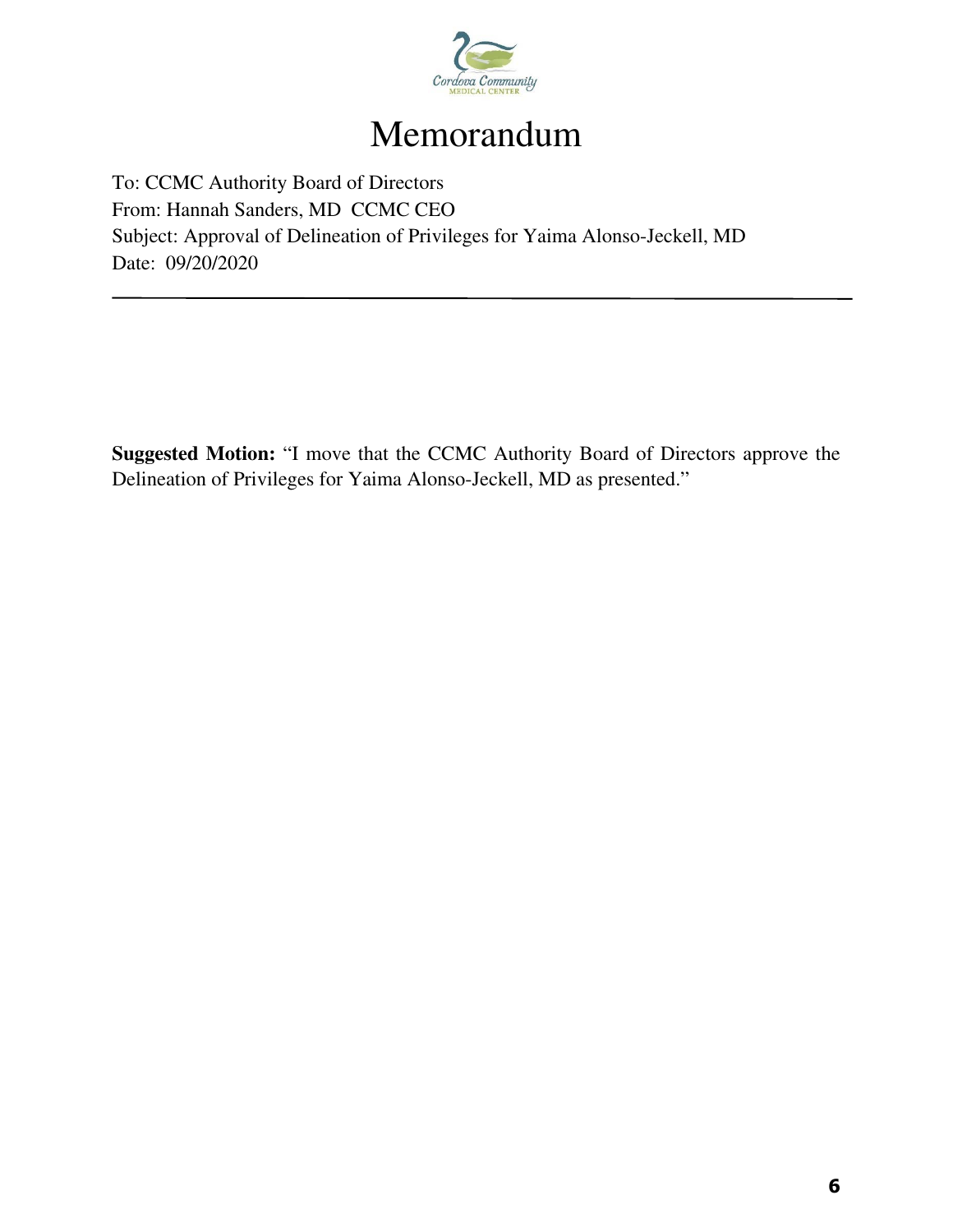# Memorandum

To: CCMC Authority Board of Directors
From: Hannah Sanders, MD  CCMC CEO
Subject: Approval of Delineation of Privileges for Yaima Alonso-Jeckell, MD
Date:  09/20/2020

---

**Suggested Motion:** "I move that the CCMC Authority Board of Directors approve the Delineation of Privileges for Yaima Alonso-Jeckell, MD as presented."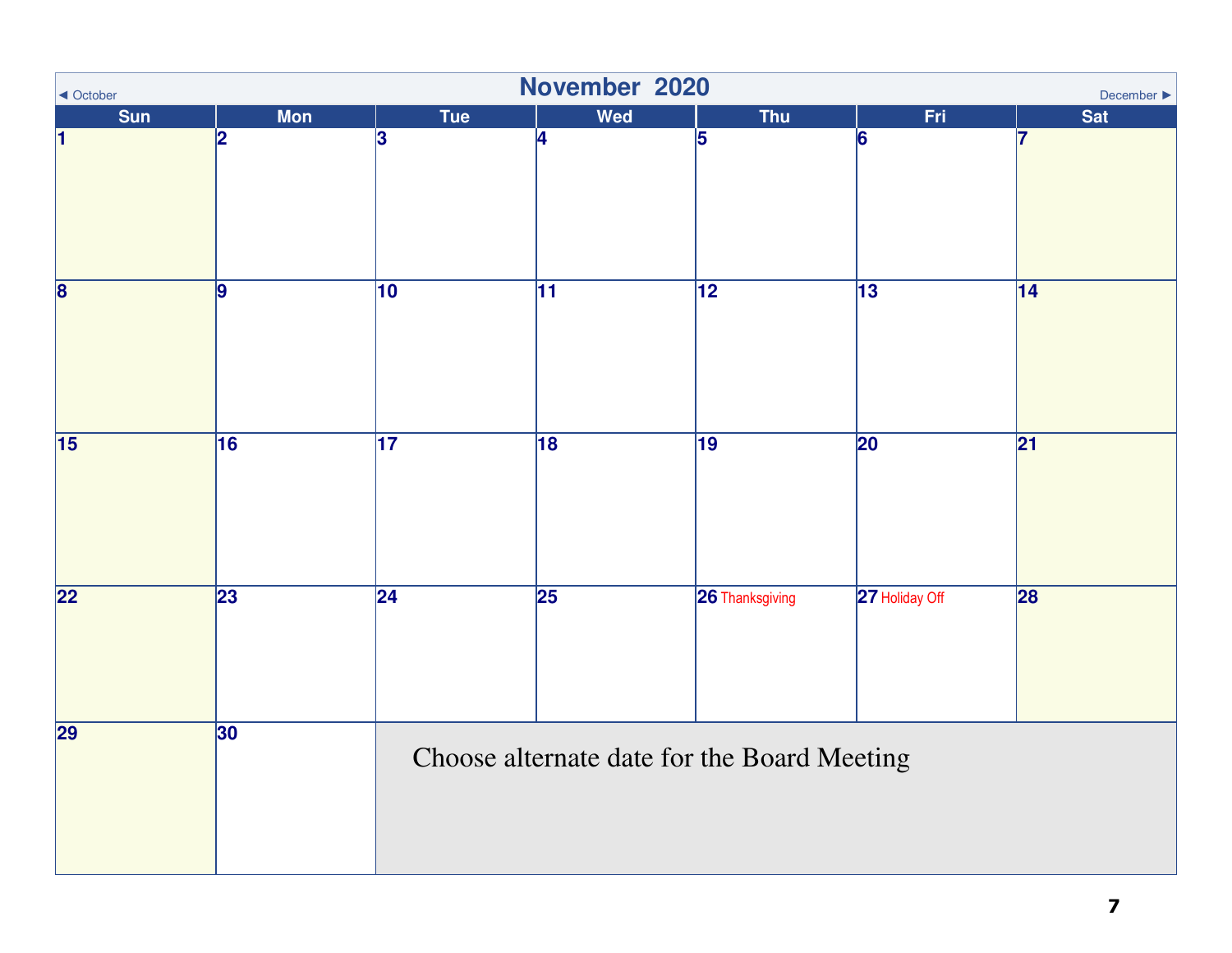◄ October

# November 2020

December ►

| Sun | Mon | Tue | Wed | Thu | Fri | Sat |
|---|---|---|---|---|---|---|
| 1 | 2 | 3 | 4 | 5 | 6 | 7 |
| 8 | 9 | 10 | 11 | 12 | 13 | 14 |
| 15 | 16 | 17 | 18 | 19 | 20 | 21 |
| 22 | 23 | 24 | 25 | 26 Thanksgiving | 27 Holiday Off | 28 |
| 29 | 30 | Choose alternate date for the Board Meeting | | | | |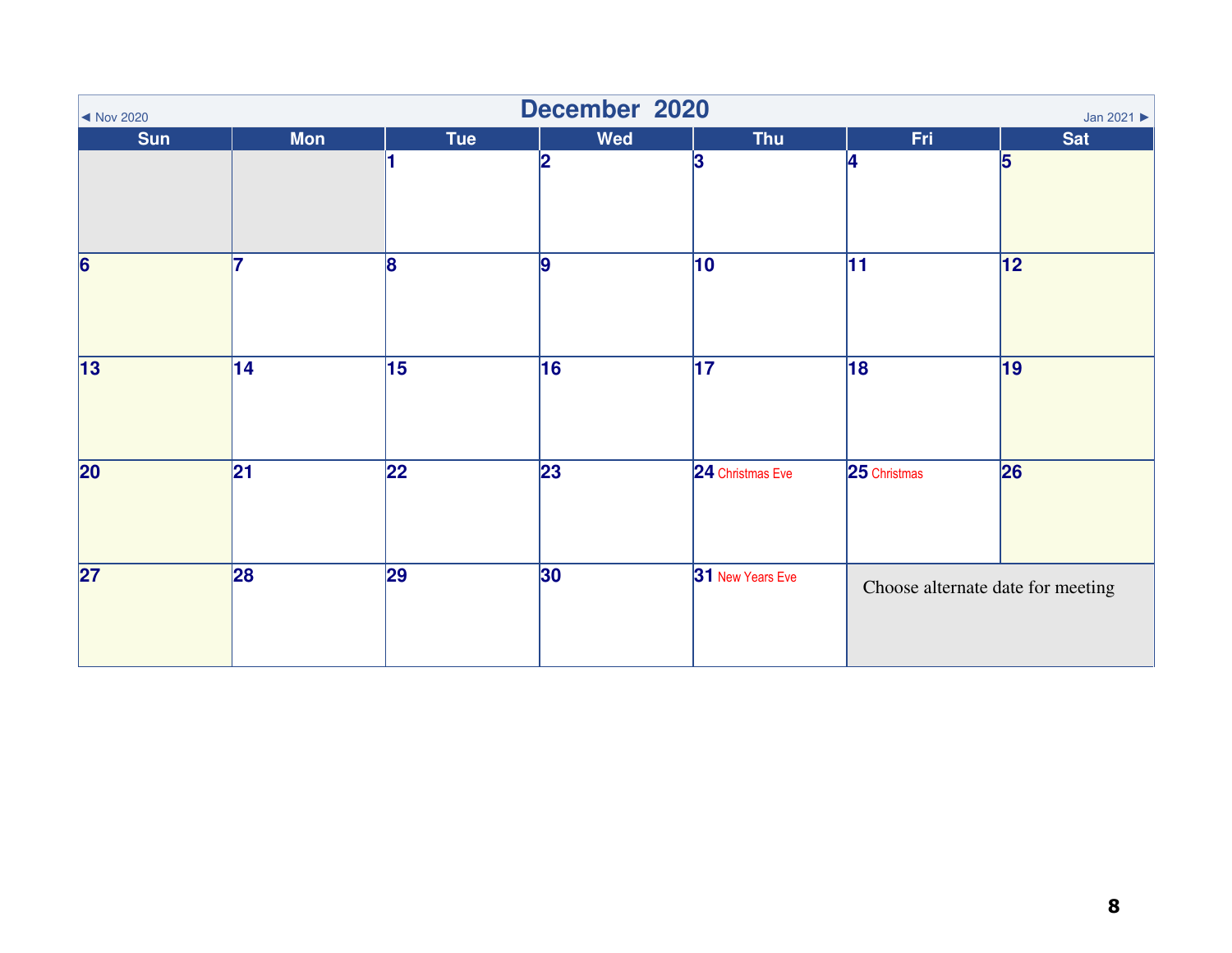◄ Nov 2020

# December 2020

Jan 2021 ►

| Sun | Mon | Tue | Wed | Thu | Fri | Sat |
|---|---|---|---|---|---|---|
| | | 1 | 2 | 3 | 4 | 5 |
| 6 | 7 | 8 | 9 | 10 | 11 | 12 |
| 13 | 14 | 15 | 16 | 17 | 18 | 19 |
| 20 | 21 | 22 | 23 | 24 Christmas Eve | 25 Christmas | 26 |
| 27 | 28 | 29 | 30 | 31 New Years Eve | Choose alternate date for meeting | |